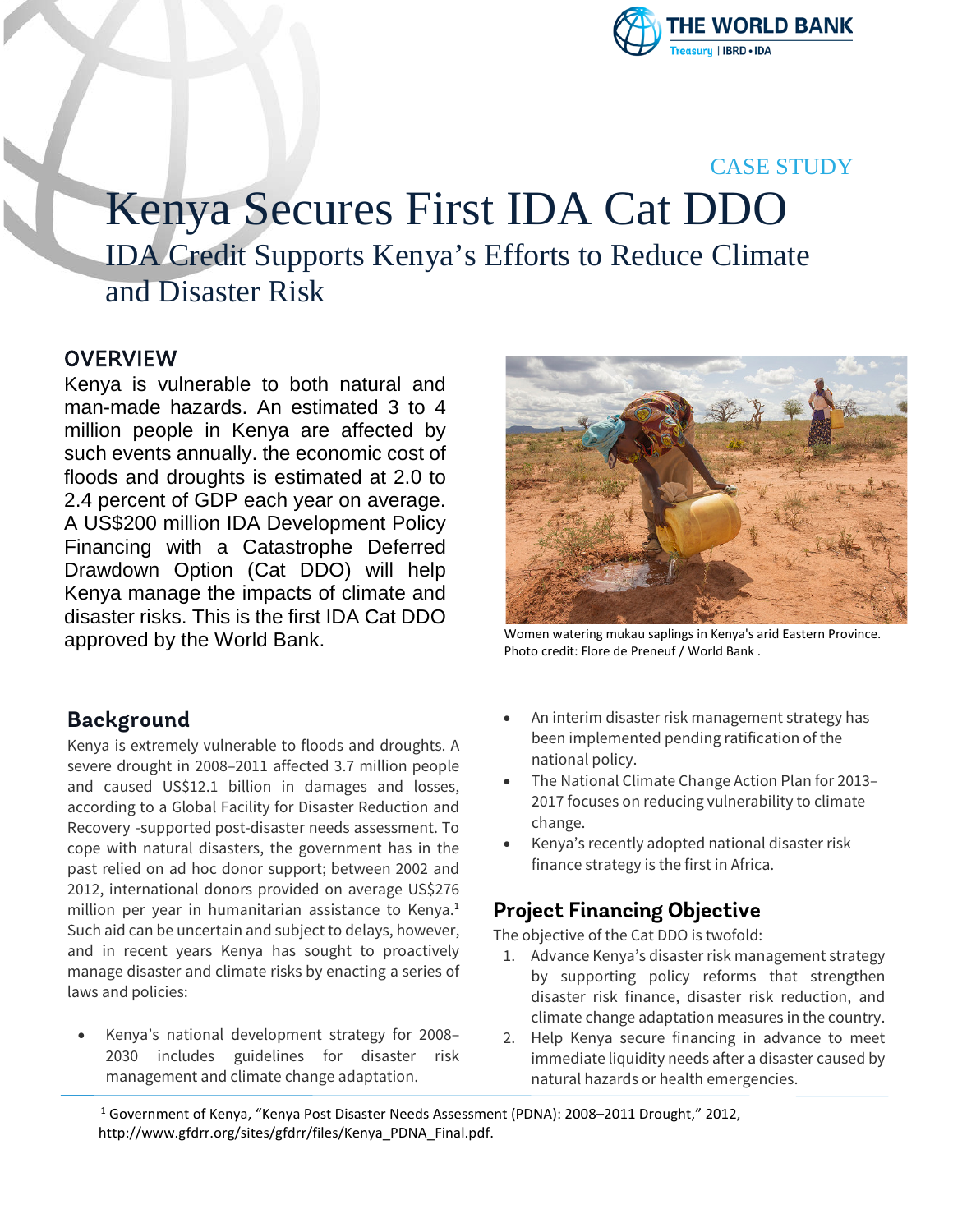CASE STUDY

# Kenya Secures First IDA Cat DDO

## IDA Credit Supports Kenya's Efforts to Reduce Climate and Disaster Risk

## OVERVIEW

Kenya is vulnerable to both natural and man-made hazards. An estimated 3 to 4 million people in Kenya are affected by such events annually. the economic cost of floods and droughts is estimated at 2.0 to 2.4 percent of GDP each year on average. A US$200 million IDA Development Policy Financing with a Catastrophe Deferred Drawdown Option (Cat DDO) will help Kenya manage the impacts of climate and disaster risks. This is the first IDA Cat DDO approved by the World Bank.

Women watering mukau saplings in Kenya's arid Eastern Province. Photo credit: Flore de Preneuf / World Bank .

## Background

Kenya is extremely vulnerable to floods and droughts. A severe drought in 2008–2011 affected 3.7 million people and caused US$12.1 billion in damages and losses, according to a Global Facility for Disaster Reduction and Recovery -supported post-disaster needs assessment. To cope with natural disasters, the government has in the past relied on ad hoc donor support; between 2002 and 2012, international donors provided on average US$276 million per year in humanitarian assistance to Kenya.[1] Such aid can be uncertain and subject to delays, however, and in recent years Kenya has sought to proactively manage disaster and climate risks by enacting a series of laws and policies:

- Kenya's national development strategy for 2008–2030 includes guidelines for disaster risk management and climate change adaptation.
- An interim disaster risk management strategy has been implemented pending ratification of the national policy.
- The National Climate Change Action Plan for 2013–2017 focuses on reducing vulnerability to climate change.
- Kenya's recently adopted national disaster risk finance strategy is the first in Africa.

## Project Financing Objective

The objective of the Cat DDO is twofold:

1. Advance Kenya's disaster risk management strategy by supporting policy reforms that strengthen disaster risk finance, disaster risk reduction, and climate change adaptation measures in the country.
2. Help Kenya secure financing in advance to meet immediate liquidity needs after a disaster caused by natural hazards or health emergencies.

[1] Government of Kenya, "Kenya Post Disaster Needs Assessment (PDNA): 2008–2011 Drought," 2012, http://www.gfdrr.org/sites/gfdrr/files/Kenya_PDNA_Final.pdf.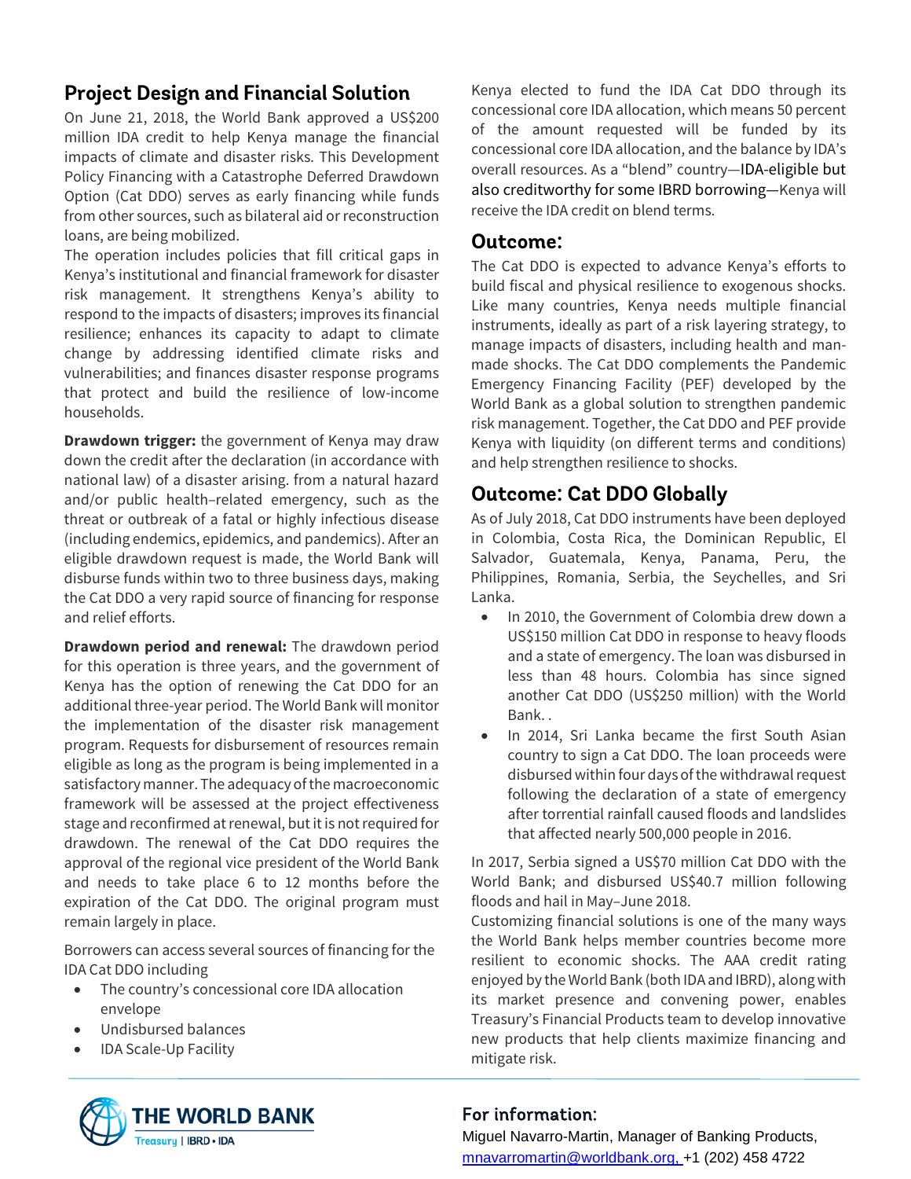## Project Design and Financial Solution

On June 21, 2018, the World Bank approved a US$200 million IDA credit to help Kenya manage the financial impacts of climate and disaster risks. This Development Policy Financing with a Catastrophe Deferred Drawdown Option (Cat DDO) serves as early financing while funds from other sources, such as bilateral aid or reconstruction loans, are being mobilized.

The operation includes policies that fill critical gaps in Kenya's institutional and financial framework for disaster risk management. It strengthens Kenya's ability to respond to the impacts of disasters; improves its financial resilience; enhances its capacity to adapt to climate change by addressing identified climate risks and vulnerabilities; and finances disaster response programs that protect and build the resilience of low-income households.

**Drawdown trigger:** the government of Kenya may draw down the credit after the declaration (in accordance with national law) of a disaster arising. from a natural hazard and/or public health–related emergency, such as the threat or outbreak of a fatal or highly infectious disease (including endemics, epidemics, and pandemics). After an eligible drawdown request is made, the World Bank will disburse funds within two to three business days, making the Cat DDO a very rapid source of financing for response and relief efforts.

**Drawdown period and renewal:** The drawdown period for this operation is three years, and the government of Kenya has the option of renewing the Cat DDO for an additional three-year period. The World Bank will monitor the implementation of the disaster risk management program. Requests for disbursement of resources remain eligible as long as the program is being implemented in a satisfactory manner. The adequacy of the macroeconomic framework will be assessed at the project effectiveness stage and reconfirmed at renewal, but it is not required for drawdown. The renewal of the Cat DDO requires the approval of the regional vice president of the World Bank and needs to take place 6 to 12 months before the expiration of the Cat DDO. The original program must remain largely in place.

Borrowers can access several sources of financing for the IDA Cat DDO including

- The country's concessional core IDA allocation envelope
- Undisbursed balances
- IDA Scale-Up Facility

Kenya elected to fund the IDA Cat DDO through its concessional core IDA allocation, which means 50 percent of the amount requested will be funded by its concessional core IDA allocation, and the balance by IDA's overall resources. As a "blend" country—IDA-eligible but also creditworthy for some IBRD borrowing—Kenya will receive the IDA credit on blend terms.

## Outcome:

The Cat DDO is expected to advance Kenya's efforts to build fiscal and physical resilience to exogenous shocks. Like many countries, Kenya needs multiple financial instruments, ideally as part of a risk layering strategy, to manage impacts of disasters, including health and man-made shocks. The Cat DDO complements the Pandemic Emergency Financing Facility (PEF) developed by the World Bank as a global solution to strengthen pandemic risk management. Together, the Cat DDO and PEF provide Kenya with liquidity (on different terms and conditions) and help strengthen resilience to shocks.

## Outcome: Cat DDO Globally

As of July 2018, Cat DDO instruments have been deployed in Colombia, Costa Rica, the Dominican Republic, El Salvador, Guatemala, Kenya, Panama, Peru, the Philippines, Romania, Serbia, the Seychelles, and Sri Lanka.

- In 2010, the Government of Colombia drew down a US$150 million Cat DDO in response to heavy floods and a state of emergency. The loan was disbursed in less than 48 hours. Colombia has since signed another Cat DDO (US$250 million) with the World Bank. .
- In 2014, Sri Lanka became the first South Asian country to sign a Cat DDO. The loan proceeds were disbursed within four days of the withdrawal request following the declaration of a state of emergency after torrential rainfall caused floods and landslides that affected nearly 500,000 people in 2016.

In 2017, Serbia signed a US$70 million Cat DDO with the World Bank; and disbursed US$40.7 million following floods and hail in May–June 2018.

Customizing financial solutions is one of the many ways the World Bank helps member countries become more resilient to economic shocks. The AAA credit rating enjoyed by the World Bank (both IDA and IBRD), along with its market presence and convening power, enables Treasury's Financial Products team to develop innovative new products that help clients maximize financing and mitigate risk.

THE WORLD BANK
Treasury | IBRD • IDA

### For information:

Miguel Navarro-Martin, Manager of Banking Products,
mnavarromartin@worldbank.org, +1 (202) 458 4722